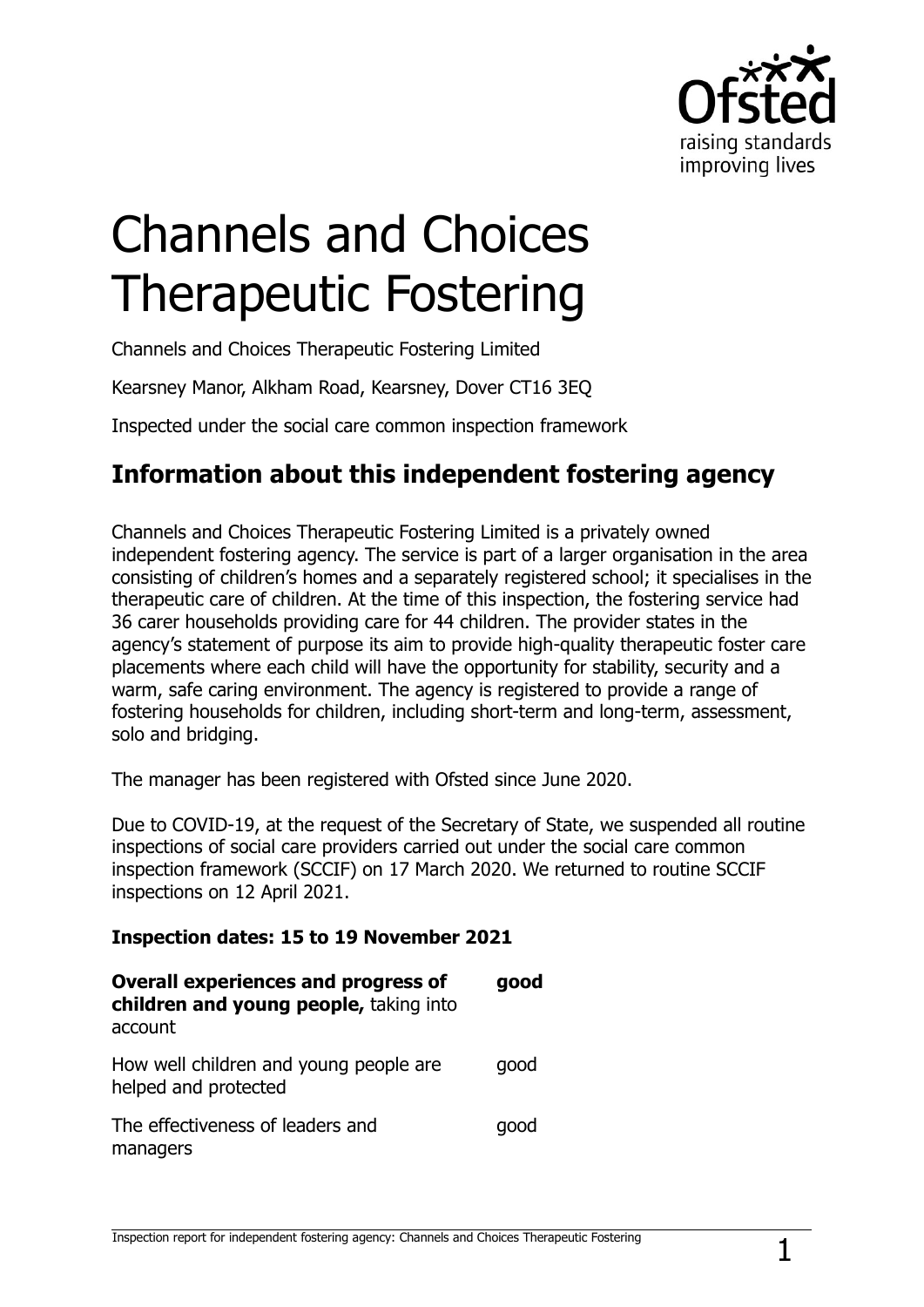# Channels and Choices Therapeutic Fostering

Channels and Choices Therapeutic Fostering Limited

Kearsney Manor, Alkham Road, Kearsney, Dover CT16 3EQ

Inspected under the social care common inspection framework

## Information about this independent fostering agency

Channels and Choices Therapeutic Fostering Limited is a privately owned independent fostering agency. The service is part of a larger organisation in the area consisting of children's homes and a separately registered school; it specialises in the therapeutic care of children. At the time of this inspection, the fostering service had 36 carer households providing care for 44 children. The provider states in the agency's statement of purpose its aim to provide high-quality therapeutic foster care placements where each child will have the opportunity for stability, security and a warm, safe caring environment. The agency is registered to provide a range of fostering households for children, including short-term and long-term, assessment, solo and bridging.

The manager has been registered with Ofsted since June 2020.

Due to COVID-19, at the request of the Secretary of State, we suspended all routine inspections of social care providers carried out under the social care common inspection framework (SCCIF) on 17 March 2020. We returned to routine SCCIF inspections on 12 April 2021.

**Inspection dates: 15 to 19 November 2021**

| | |
|---|---|
| **Overall experiences and progress of children and young people,** taking into account | **good** |
| How well children and young people are helped and protected | good |
| The effectiveness of leaders and managers | good |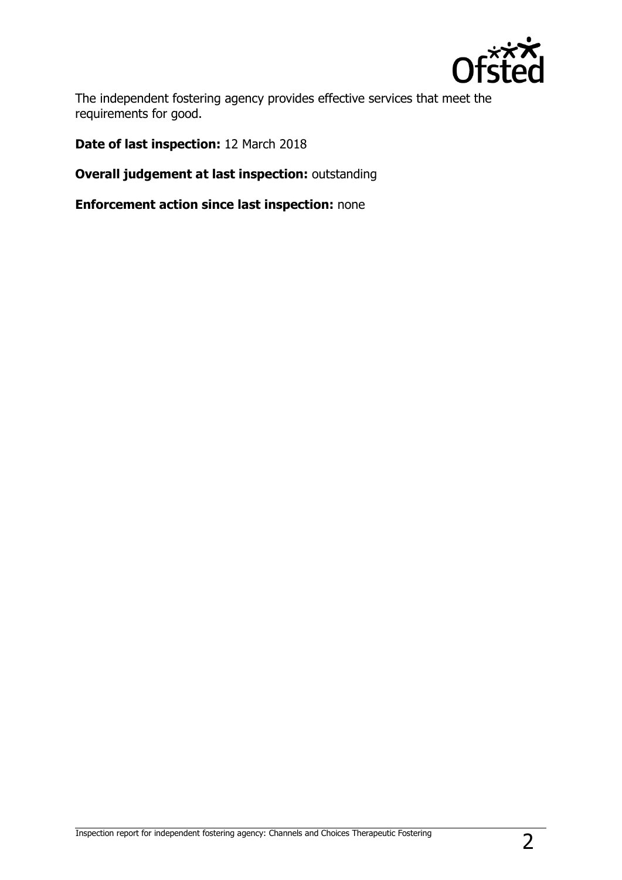The independent fostering agency provides effective services that meet the requirements for good.

**Date of last inspection:** 12 March 2018

**Overall judgement at last inspection:** outstanding

**Enforcement action since last inspection:** none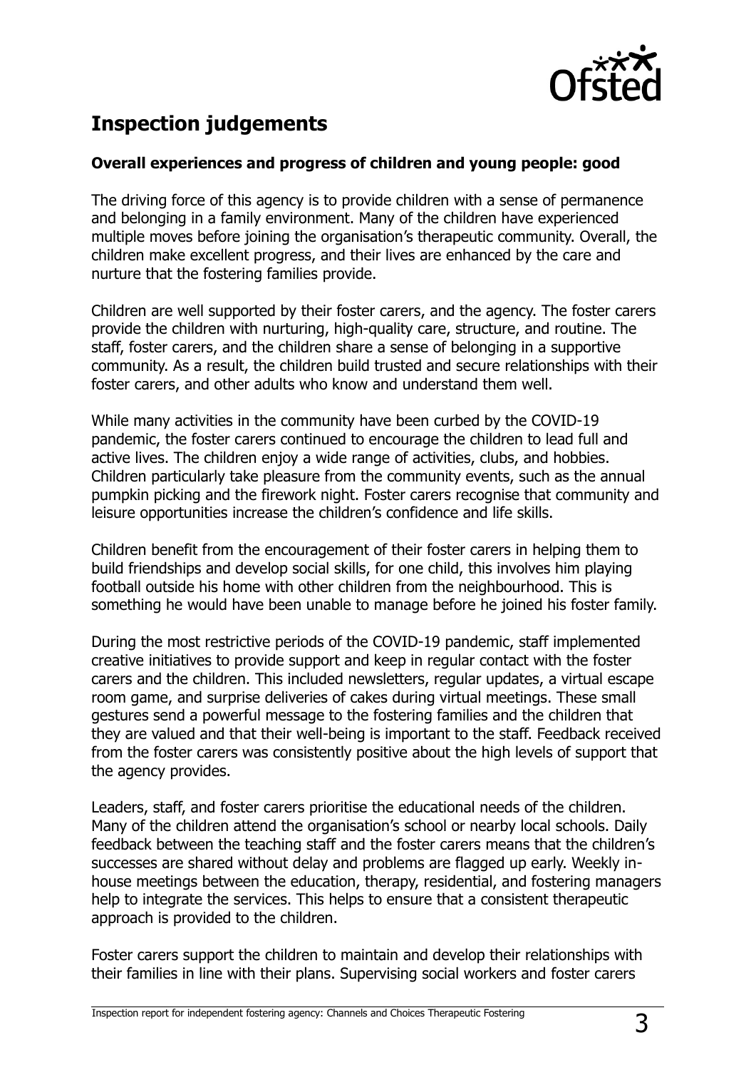## Inspection judgements

### Overall experiences and progress of children and young people: good

The driving force of this agency is to provide children with a sense of permanence and belonging in a family environment. Many of the children have experienced multiple moves before joining the organisation's therapeutic community. Overall, the children make excellent progress, and their lives are enhanced by the care and nurture that the fostering families provide.

Children are well supported by their foster carers, and the agency. The foster carers provide the children with nurturing, high-quality care, structure, and routine. The staff, foster carers, and the children share a sense of belonging in a supportive community. As a result, the children build trusted and secure relationships with their foster carers, and other adults who know and understand them well.

While many activities in the community have been curbed by the COVID-19 pandemic, the foster carers continued to encourage the children to lead full and active lives. The children enjoy a wide range of activities, clubs, and hobbies. Children particularly take pleasure from the community events, such as the annual pumpkin picking and the firework night. Foster carers recognise that community and leisure opportunities increase the children's confidence and life skills.

Children benefit from the encouragement of their foster carers in helping them to build friendships and develop social skills, for one child, this involves him playing football outside his home with other children from the neighbourhood. This is something he would have been unable to manage before he joined his foster family.

During the most restrictive periods of the COVID-19 pandemic, staff implemented creative initiatives to provide support and keep in regular contact with the foster carers and the children. This included newsletters, regular updates, a virtual escape room game, and surprise deliveries of cakes during virtual meetings. These small gestures send a powerful message to the fostering families and the children that they are valued and that their well-being is important to the staff. Feedback received from the foster carers was consistently positive about the high levels of support that the agency provides.

Leaders, staff, and foster carers prioritise the educational needs of the children. Many of the children attend the organisation's school or nearby local schools. Daily feedback between the teaching staff and the foster carers means that the children's successes are shared without delay and problems are flagged up early. Weekly in-house meetings between the education, therapy, residential, and fostering managers help to integrate the services. This helps to ensure that a consistent therapeutic approach is provided to the children.

Foster carers support the children to maintain and develop their relationships with their families in line with their plans. Supervising social workers and foster carers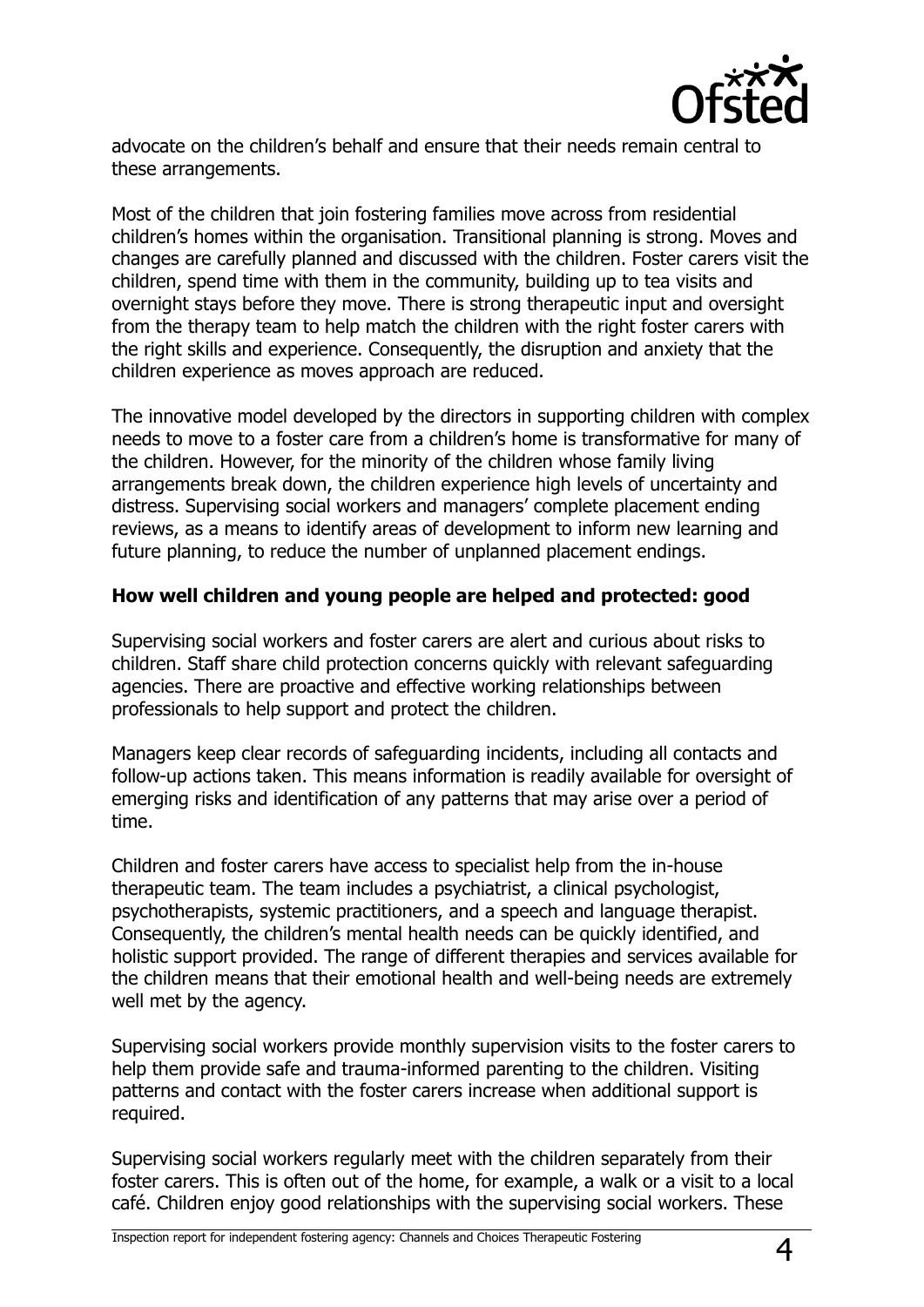advocate on the children's behalf and ensure that their needs remain central to these arrangements.

Most of the children that join fostering families move across from residential children's homes within the organisation. Transitional planning is strong. Moves and changes are carefully planned and discussed with the children. Foster carers visit the children, spend time with them in the community, building up to tea visits and overnight stays before they move. There is strong therapeutic input and oversight from the therapy team to help match the children with the right foster carers with the right skills and experience. Consequently, the disruption and anxiety that the children experience as moves approach are reduced.

The innovative model developed by the directors in supporting children with complex needs to move to a foster care from a children's home is transformative for many of the children. However, for the minority of the children whose family living arrangements break down, the children experience high levels of uncertainty and distress. Supervising social workers and managers' complete placement ending reviews, as a means to identify areas of development to inform new learning and future planning, to reduce the number of unplanned placement endings.

**How well children and young people are helped and protected: good**

Supervising social workers and foster carers are alert and curious about risks to children. Staff share child protection concerns quickly with relevant safeguarding agencies. There are proactive and effective working relationships between professionals to help support and protect the children.

Managers keep clear records of safeguarding incidents, including all contacts and follow-up actions taken. This means information is readily available for oversight of emerging risks and identification of any patterns that may arise over a period of time.

Children and foster carers have access to specialist help from the in-house therapeutic team. The team includes a psychiatrist, a clinical psychologist, psychotherapists, systemic practitioners, and a speech and language therapist. Consequently, the children's mental health needs can be quickly identified, and holistic support provided. The range of different therapies and services available for the children means that their emotional health and well-being needs are extremely well met by the agency.

Supervising social workers provide monthly supervision visits to the foster carers to help them provide safe and trauma-informed parenting to the children. Visiting patterns and contact with the foster carers increase when additional support is required.

Supervising social workers regularly meet with the children separately from their foster carers. This is often out of the home, for example, a walk or a visit to a local café. Children enjoy good relationships with the supervising social workers. These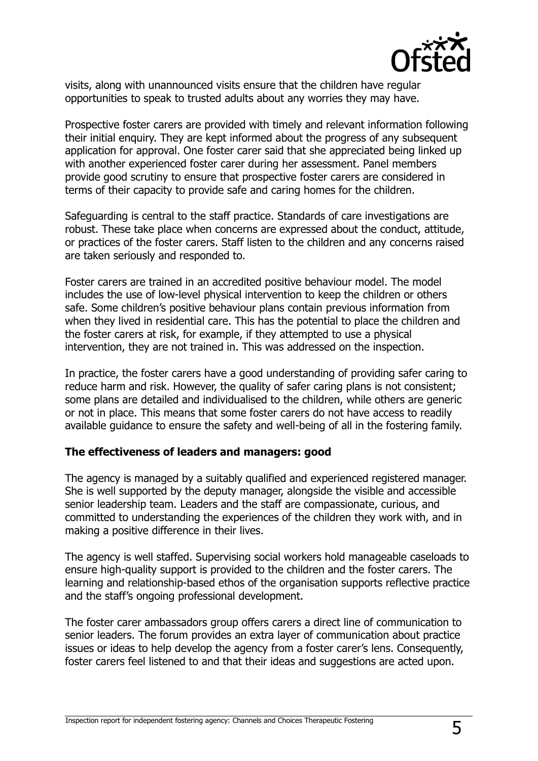visits, along with unannounced visits ensure that the children have regular opportunities to speak to trusted adults about any worries they may have.

Prospective foster carers are provided with timely and relevant information following their initial enquiry. They are kept informed about the progress of any subsequent application for approval. One foster carer said that she appreciated being linked up with another experienced foster carer during her assessment. Panel members provide good scrutiny to ensure that prospective foster carers are considered in terms of their capacity to provide safe and caring homes for the children.

Safeguarding is central to the staff practice. Standards of care investigations are robust. These take place when concerns are expressed about the conduct, attitude, or practices of the foster carers. Staff listen to the children and any concerns raised are taken seriously and responded to.

Foster carers are trained in an accredited positive behaviour model. The model includes the use of low-level physical intervention to keep the children or others safe. Some children's positive behaviour plans contain previous information from when they lived in residential care. This has the potential to place the children and the foster carers at risk, for example, if they attempted to use a physical intervention, they are not trained in. This was addressed on the inspection.

In practice, the foster carers have a good understanding of providing safer caring to reduce harm and risk. However, the quality of safer caring plans is not consistent; some plans are detailed and individualised to the children, while others are generic or not in place. This means that some foster carers do not have access to readily available guidance to ensure the safety and well-being of all in the fostering family.

### The effectiveness of leaders and managers: good

The agency is managed by a suitably qualified and experienced registered manager. She is well supported by the deputy manager, alongside the visible and accessible senior leadership team. Leaders and the staff are compassionate, curious, and committed to understanding the experiences of the children they work with, and in making a positive difference in their lives.

The agency is well staffed. Supervising social workers hold manageable caseloads to ensure high-quality support is provided to the children and the foster carers. The learning and relationship-based ethos of the organisation supports reflective practice and the staff's ongoing professional development.

The foster carer ambassadors group offers carers a direct line of communication to senior leaders. The forum provides an extra layer of communication about practice issues or ideas to help develop the agency from a foster carer's lens. Consequently, foster carers feel listened to and that their ideas and suggestions are acted upon.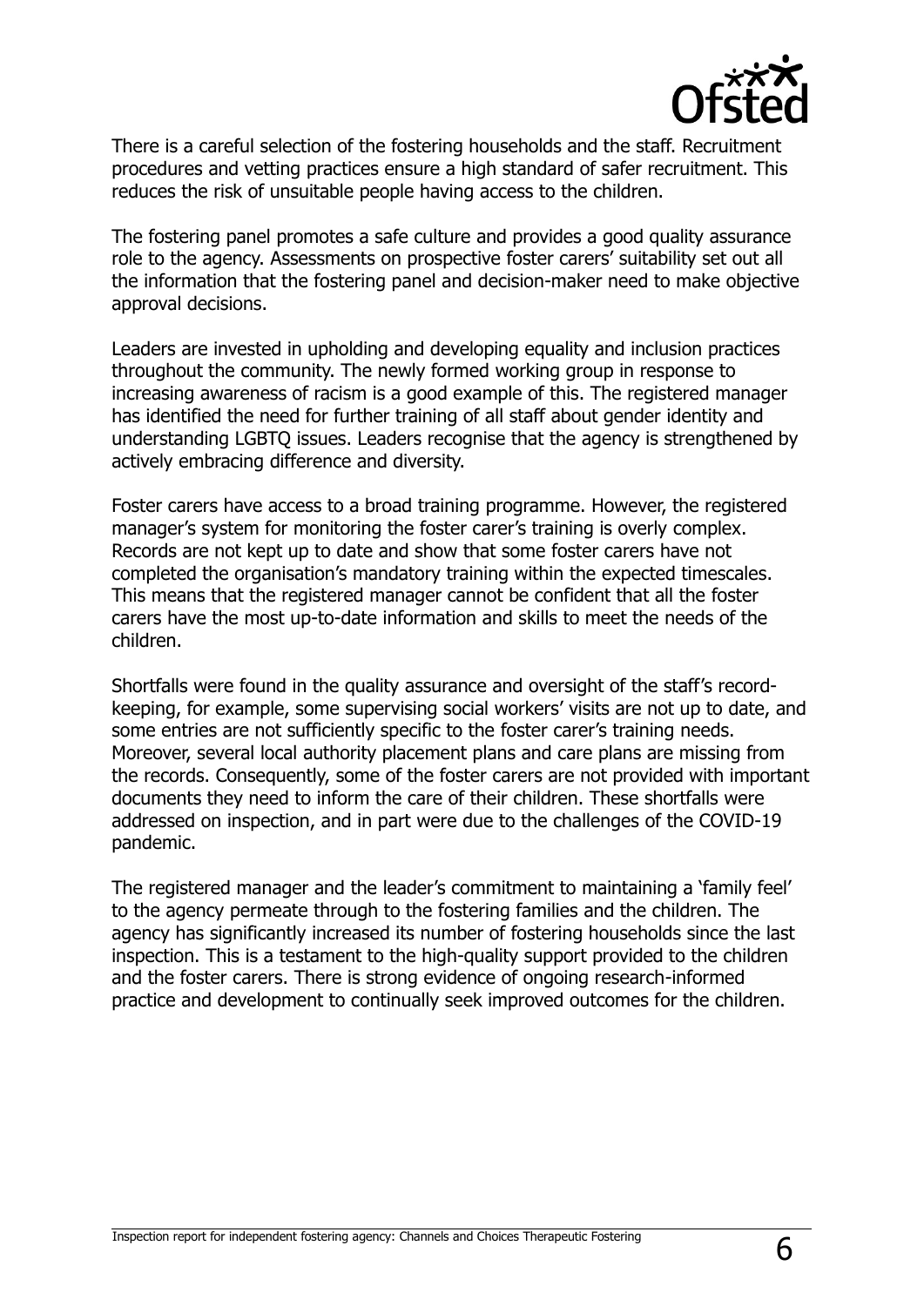There is a careful selection of the fostering households and the staff. Recruitment procedures and vetting practices ensure a high standard of safer recruitment. This reduces the risk of unsuitable people having access to the children.

The fostering panel promotes a safe culture and provides a good quality assurance role to the agency. Assessments on prospective foster carers' suitability set out all the information that the fostering panel and decision-maker need to make objective approval decisions.

Leaders are invested in upholding and developing equality and inclusion practices throughout the community. The newly formed working group in response to increasing awareness of racism is a good example of this. The registered manager has identified the need for further training of all staff about gender identity and understanding LGBTQ issues. Leaders recognise that the agency is strengthened by actively embracing difference and diversity.

Foster carers have access to a broad training programme. However, the registered manager's system for monitoring the foster carer's training is overly complex. Records are not kept up to date and show that some foster carers have not completed the organisation's mandatory training within the expected timescales. This means that the registered manager cannot be confident that all the foster carers have the most up-to-date information and skills to meet the needs of the children.

Shortfalls were found in the quality assurance and oversight of the staff's record-keeping, for example, some supervising social workers' visits are not up to date, and some entries are not sufficiently specific to the foster carer's training needs. Moreover, several local authority placement plans and care plans are missing from the records. Consequently, some of the foster carers are not provided with important documents they need to inform the care of their children. These shortfalls were addressed on inspection, and in part were due to the challenges of the COVID-19 pandemic.

The registered manager and the leader's commitment to maintaining a 'family feel' to the agency permeate through to the fostering families and the children. The agency has significantly increased its number of fostering households since the last inspection. This is a testament to the high-quality support provided to the children and the foster carers. There is strong evidence of ongoing research-informed practice and development to continually seek improved outcomes for the children.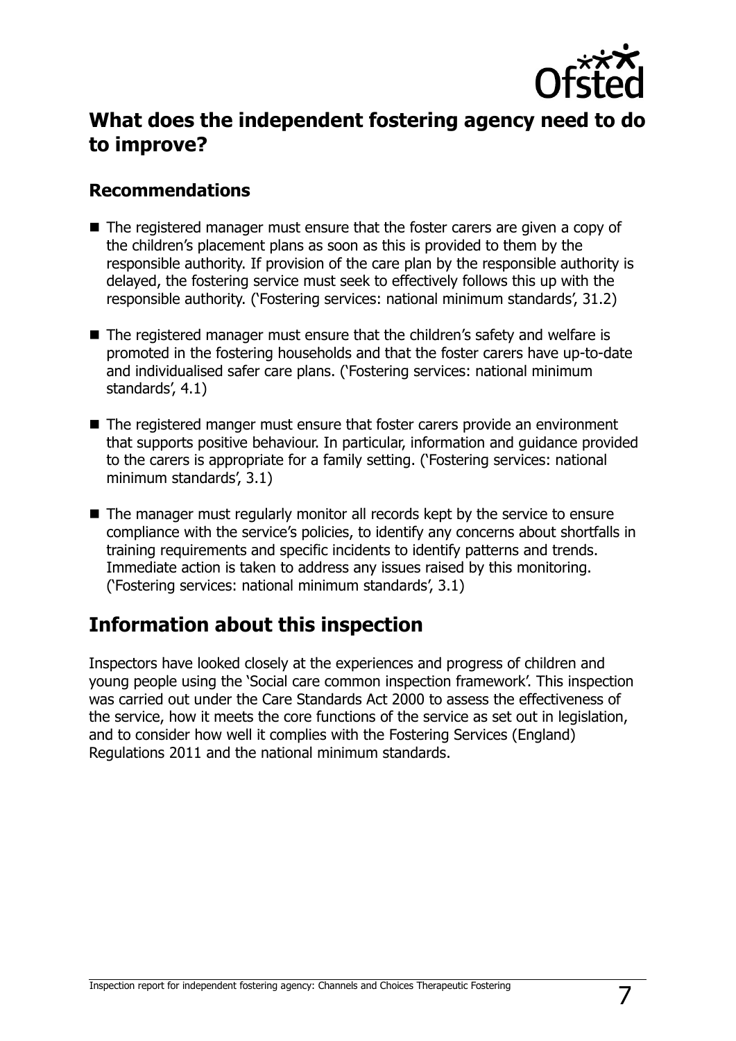## What does the independent fostering agency need to do to improve?

### Recommendations

- The registered manager must ensure that the foster carers are given a copy of the children's placement plans as soon as this is provided to them by the responsible authority. If provision of the care plan by the responsible authority is delayed, the fostering service must seek to effectively follows this up with the responsible authority. ('Fostering services: national minimum standards', 31.2)
- The registered manager must ensure that the children's safety and welfare is promoted in the fostering households and that the foster carers have up-to-date and individualised safer care plans. ('Fostering services: national minimum standards', 4.1)
- The registered manger must ensure that foster carers provide an environment that supports positive behaviour. In particular, information and guidance provided to the carers is appropriate for a family setting. ('Fostering services: national minimum standards', 3.1)
- The manager must regularly monitor all records kept by the service to ensure compliance with the service's policies, to identify any concerns about shortfalls in training requirements and specific incidents to identify patterns and trends. Immediate action is taken to address any issues raised by this monitoring. ('Fostering services: national minimum standards', 3.1)

## Information about this inspection

Inspectors have looked closely at the experiences and progress of children and young people using the 'Social care common inspection framework'. This inspection was carried out under the Care Standards Act 2000 to assess the effectiveness of the service, how it meets the core functions of the service as set out in legislation, and to consider how well it complies with the Fostering Services (England) Regulations 2011 and the national minimum standards.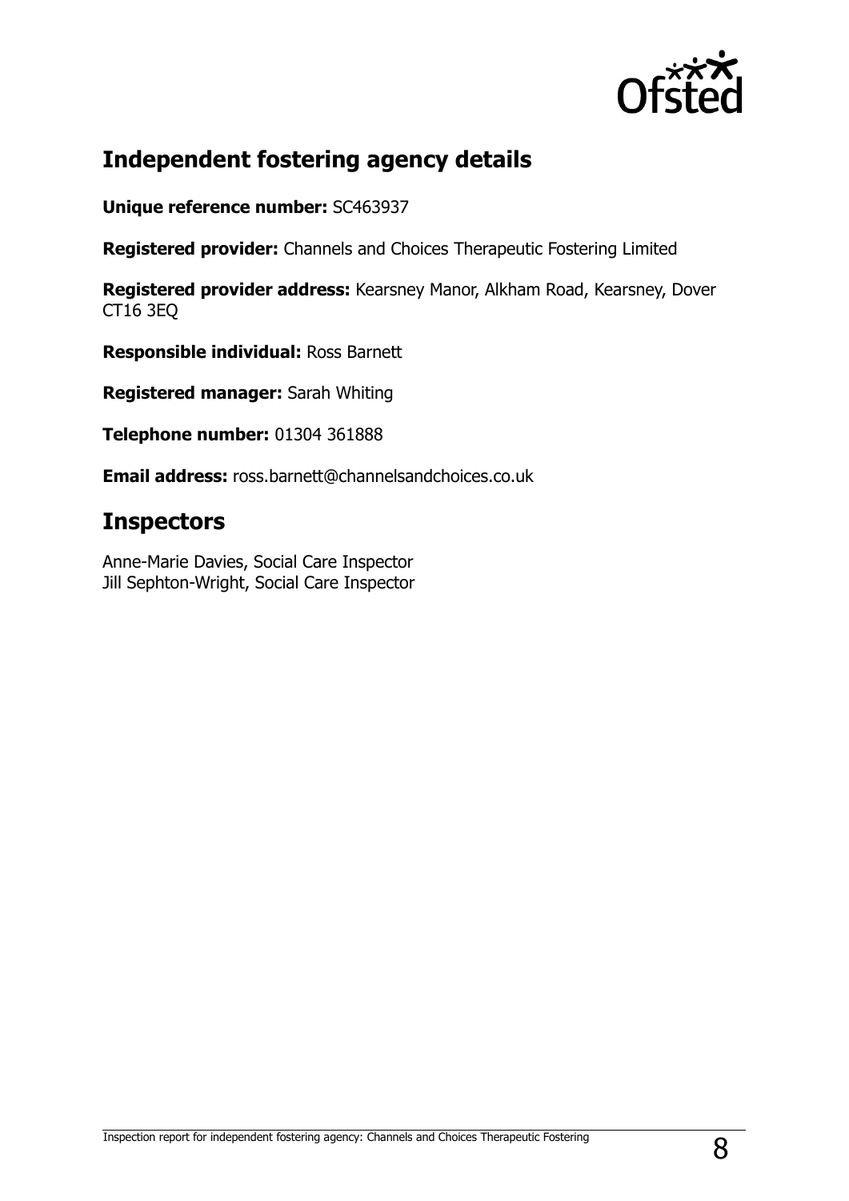## Independent fostering agency details

**Unique reference number:** SC463937

**Registered provider:** Channels and Choices Therapeutic Fostering Limited

**Registered provider address:** Kearsney Manor, Alkham Road, Kearsney, Dover CT16 3EQ

**Responsible individual:** Ross Barnett

**Registered manager:** Sarah Whiting

**Telephone number:** 01304 361888

**Email address:** ross.barnett@channelsandchoices.co.uk

## Inspectors

Anne-Marie Davies, Social Care Inspector
Jill Sephton-Wright, Social Care Inspector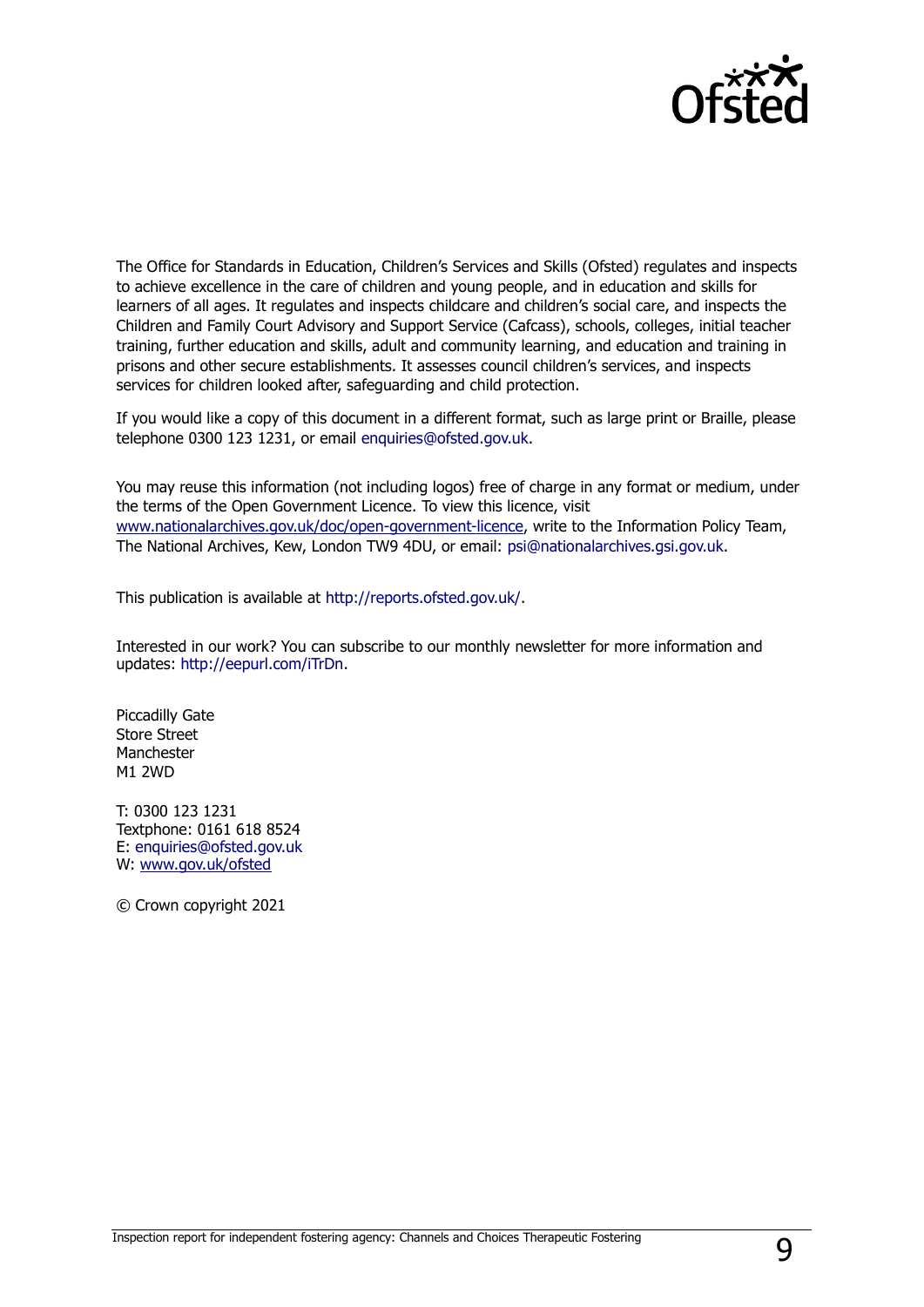The Office for Standards in Education, Children's Services and Skills (Ofsted) regulates and inspects to achieve excellence in the care of children and young people, and in education and skills for learners of all ages. It regulates and inspects childcare and children's social care, and inspects the Children and Family Court Advisory and Support Service (Cafcass), schools, colleges, initial teacher training, further education and skills, adult and community learning, and education and training in prisons and other secure establishments. It assesses council children's services, and inspects services for children looked after, safeguarding and child protection.

If you would like a copy of this document in a different format, such as large print or Braille, please telephone 0300 123 1231, or email enquiries@ofsted.gov.uk.

You may reuse this information (not including logos) free of charge in any format or medium, under the terms of the Open Government Licence. To view this licence, visit www.nationalarchives.gov.uk/doc/open-government-licence, write to the Information Policy Team, The National Archives, Kew, London TW9 4DU, or email: psi@nationalarchives.gsi.gov.uk.

This publication is available at http://reports.ofsted.gov.uk/.

Interested in our work? You can subscribe to our monthly newsletter for more information and updates: http://eepurl.com/iTrDn.

Piccadilly Gate
Store Street
Manchester
M1 2WD

T: 0300 123 1231
Textphone: 0161 618 8524
E: enquiries@ofsted.gov.uk
W: www.gov.uk/ofsted

© Crown copyright 2021